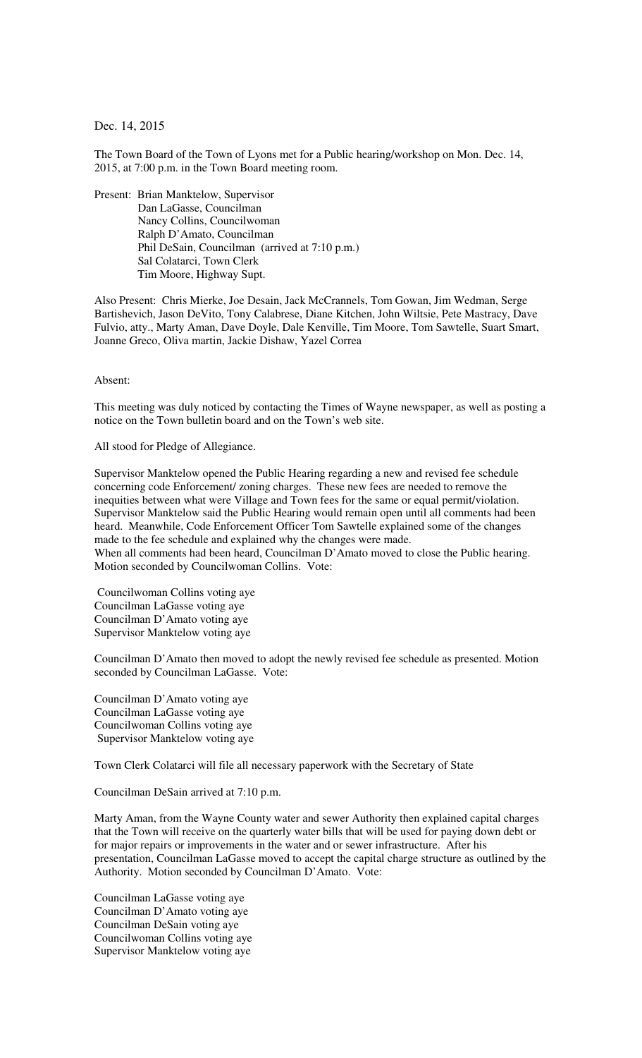Dec. 14, 2015

The Town Board of the Town of Lyons met for a Public hearing/workshop on Mon. Dec. 14, 2015, at 7:00 p.m. in the Town Board meeting room.

Present: Brian Manktelow, Supervisor
Dan LaGasse, Councilman
Nancy Collins, Councilwoman
Ralph D'Amato, Councilman
Phil DeSain, Councilman (arrived at 7:10 p.m.)
Sal Colatarci, Town Clerk
Tim Moore, Highway Supt.

Also Present: Chris Mierke, Joe Desain, Jack McCrannels, Tom Gowan, Jim Wedman, Serge Bartishevich, Jason DeVito, Tony Calabrese, Diane Kitchen, John Wiltsie, Pete Mastracy, Dave Fulvio, atty., Marty Aman, Dave Doyle, Dale Kenville, Tim Moore, Tom Sawtelle, Suart Smart, Joanne Greco, Oliva martin, Jackie Dishaw, Yazel Correa

Absent:

This meeting was duly noticed by contacting the Times of Wayne newspaper, as well as posting a notice on the Town bulletin board and on the Town's web site.

All stood for Pledge of Allegiance.

Supervisor Manktelow opened the Public Hearing regarding a new and revised fee schedule concerning code Enforcement/ zoning charges. These new fees are needed to remove the inequities between what were Village and Town fees for the same or equal permit/violation. Supervisor Manktelow said the Public Hearing would remain open until all comments had been heard. Meanwhile, Code Enforcement Officer Tom Sawtelle explained some of the changes made to the fee schedule and explained why the changes were made.
When all comments had been heard, Councilman D'Amato moved to close the Public hearing. Motion seconded by Councilwoman Collins. Vote:

Councilwoman Collins voting aye
Councilman LaGasse voting aye
Councilman D'Amato voting aye
Supervisor Manktelow voting aye

Councilman D'Amato then moved to adopt the newly revised fee schedule as presented. Motion seconded by Councilman LaGasse. Vote:

Councilman D'Amato voting aye
Councilman LaGasse voting aye
Councilwoman Collins voting aye
Supervisor Manktelow voting aye

Town Clerk Colatarci will file all necessary paperwork with the Secretary of State

Councilman DeSain arrived at 7:10 p.m.

Marty Aman, from the Wayne County water and sewer Authority then explained capital charges that the Town will receive on the quarterly water bills that will be used for paying down debt or for major repairs or improvements in the water and or sewer infrastructure. After his presentation, Councilman LaGasse moved to accept the capital charge structure as outlined by the Authority. Motion seconded by Councilman D'Amato. Vote:

Councilman LaGasse voting aye
Councilman D'Amato voting aye
Councilman DeSain voting aye
Councilwoman Collins voting aye
Supervisor Manktelow voting aye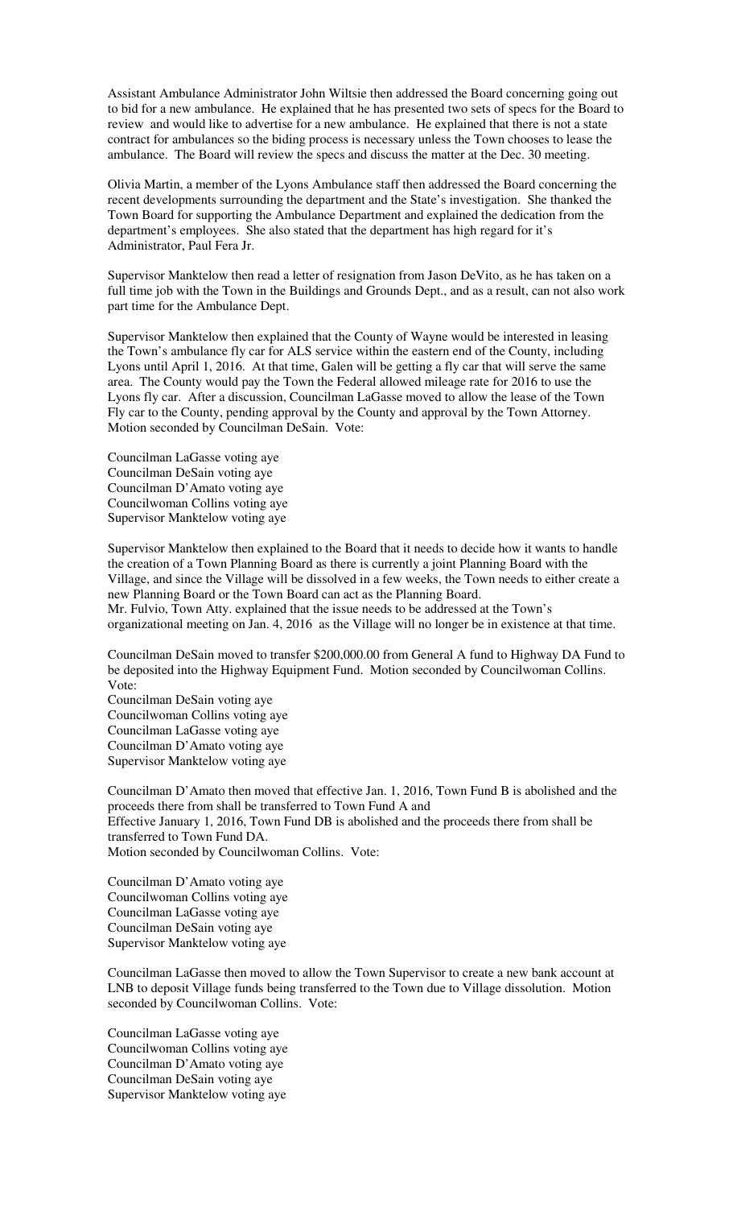Assistant Ambulance Administrator John Wiltsie then addressed the Board concerning going out to bid for a new ambulance. He explained that he has presented two sets of specs for the Board to review and would like to advertise for a new ambulance. He explained that there is not a state contract for ambulances so the biding process is necessary unless the Town chooses to lease the ambulance. The Board will review the specs and discuss the matter at the Dec. 30 meeting.

Olivia Martin, a member of the Lyons Ambulance staff then addressed the Board concerning the recent developments surrounding the department and the State's investigation. She thanked the Town Board for supporting the Ambulance Department and explained the dedication from the department's employees. She also stated that the department has high regard for it's Administrator, Paul Fera Jr.

Supervisor Manktelow then read a letter of resignation from Jason DeVito, as he has taken on a full time job with the Town in the Buildings and Grounds Dept., and as a result, can not also work part time for the Ambulance Dept.

Supervisor Manktelow then explained that the County of Wayne would be interested in leasing the Town's ambulance fly car for ALS service within the eastern end of the County, including Lyons until April 1, 2016. At that time, Galen will be getting a fly car that will serve the same area. The County would pay the Town the Federal allowed mileage rate for 2016 to use the Lyons fly car. After a discussion, Councilman LaGasse moved to allow the lease of the Town Fly car to the County, pending approval by the County and approval by the Town Attorney. Motion seconded by Councilman DeSain. Vote:

Councilman LaGasse voting aye
Councilman DeSain voting aye
Councilman D'Amato voting aye
Councilwoman Collins voting aye
Supervisor Manktelow voting aye

Supervisor Manktelow then explained to the Board that it needs to decide how it wants to handle the creation of a Town Planning Board as there is currently a joint Planning Board with the Village, and since the Village will be dissolved in a few weeks, the Town needs to either create a new Planning Board or the Town Board can act as the Planning Board.
Mr. Fulvio, Town Atty. explained that the issue needs to be addressed at the Town's organizational meeting on Jan. 4, 2016 as the Village will no longer be in existence at that time.

Councilman DeSain moved to transfer \$200,000.00 from General A fund to Highway DA Fund to be deposited into the Highway Equipment Fund. Motion seconded by Councilwoman Collins. Vote:
Councilman DeSain voting aye
Councilwoman Collins voting aye
Councilman LaGasse voting aye
Councilman D'Amato voting aye
Supervisor Manktelow voting aye

Councilman D'Amato then moved that effective Jan. 1, 2016, Town Fund B is abolished and the proceeds there from shall be transferred to Town Fund A and
Effective January 1, 2016, Town Fund DB is abolished and the proceeds there from shall be transferred to Town Fund DA.
Motion seconded by Councilwoman Collins. Vote:

Councilman D'Amato voting aye
Councilwoman Collins voting aye
Councilman LaGasse voting aye
Councilman DeSain voting aye
Supervisor Manktelow voting aye

Councilman LaGasse then moved to allow the Town Supervisor to create a new bank account at LNB to deposit Village funds being transferred to the Town due to Village dissolution. Motion seconded by Councilwoman Collins. Vote:

Councilman LaGasse voting aye
Councilwoman Collins voting aye
Councilman D'Amato voting aye
Councilman DeSain voting aye
Supervisor Manktelow voting aye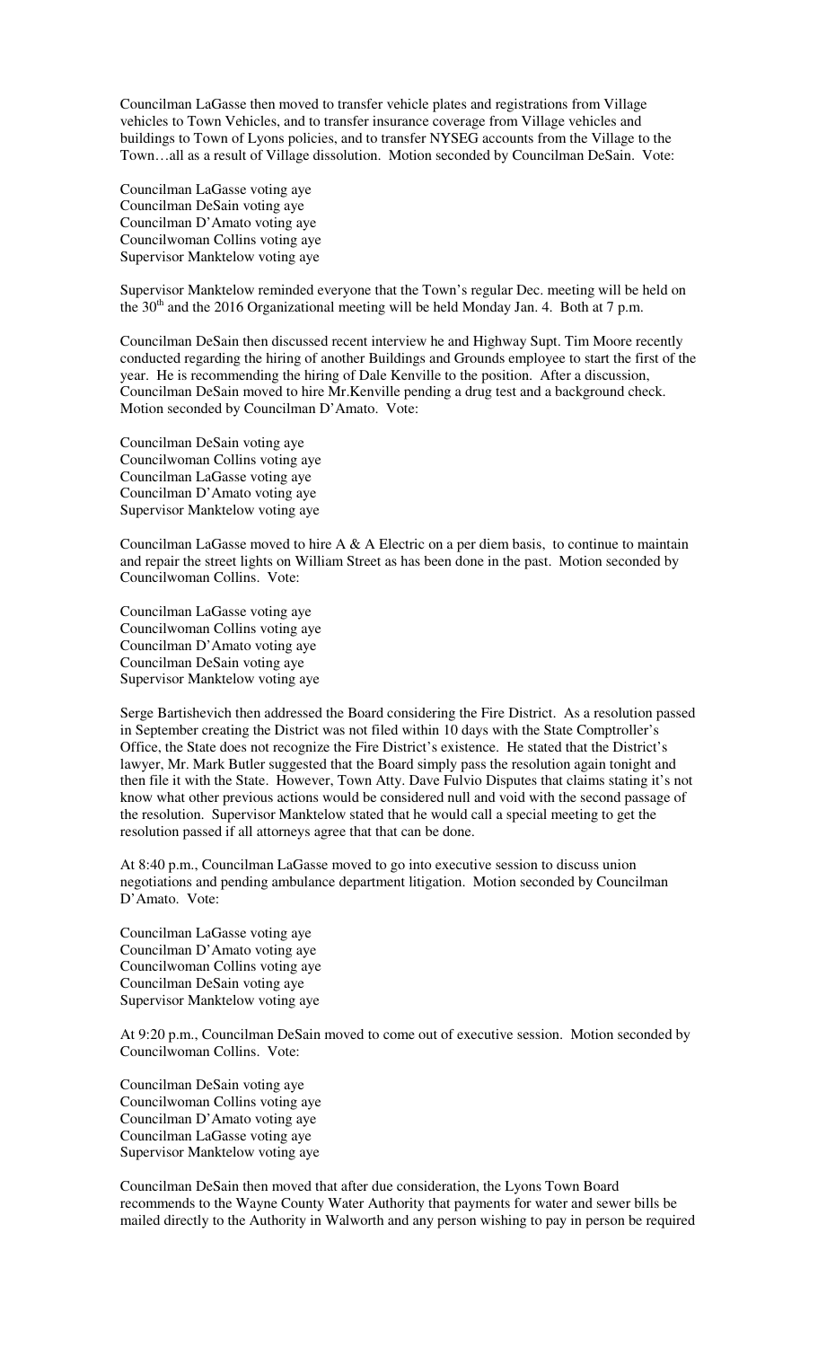Councilman LaGasse then moved to transfer vehicle plates and registrations from Village vehicles to Town Vehicles, and to transfer insurance coverage from Village vehicles and buildings to Town of Lyons policies, and to transfer NYSEG accounts from the Village to the Town…all as a result of Village dissolution. Motion seconded by Councilman DeSain. Vote:

Councilman LaGasse voting aye
Councilman DeSain voting aye
Councilman D'Amato voting aye
Councilwoman Collins voting aye
Supervisor Manktelow voting aye

Supervisor Manktelow reminded everyone that the Town's regular Dec. meeting will be held on the 30th and the 2016 Organizational meeting will be held Monday Jan. 4. Both at 7 p.m.

Councilman DeSain then discussed recent interview he and Highway Supt. Tim Moore recently conducted regarding the hiring of another Buildings and Grounds employee to start the first of the year. He is recommending the hiring of Dale Kenville to the position. After a discussion, Councilman DeSain moved to hire Mr.Kenville pending a drug test and a background check. Motion seconded by Councilman D'Amato. Vote:

Councilman DeSain voting aye
Councilwoman Collins voting aye
Councilman LaGasse voting aye
Councilman D'Amato voting aye
Supervisor Manktelow voting aye

Councilman LaGasse moved to hire A & A Electric on a per diem basis, to continue to maintain and repair the street lights on William Street as has been done in the past. Motion seconded by Councilwoman Collins. Vote:

Councilman LaGasse voting aye
Councilwoman Collins voting aye
Councilman D'Amato voting aye
Councilman DeSain voting aye
Supervisor Manktelow voting aye

Serge Bartishevich then addressed the Board considering the Fire District. As a resolution passed in September creating the District was not filed within 10 days with the State Comptroller's Office, the State does not recognize the Fire District's existence. He stated that the District's lawyer, Mr. Mark Butler suggested that the Board simply pass the resolution again tonight and then file it with the State. However, Town Atty. Dave Fulvio Disputes that claims stating it's not know what other previous actions would be considered null and void with the second passage of the resolution. Supervisor Manktelow stated that he would call a special meeting to get the resolution passed if all attorneys agree that that can be done.

At 8:40 p.m., Councilman LaGasse moved to go into executive session to discuss union negotiations and pending ambulance department litigation. Motion seconded by Councilman D'Amato. Vote:

Councilman LaGasse voting aye
Councilman D'Amato voting aye
Councilwoman Collins voting aye
Councilman DeSain voting aye
Supervisor Manktelow voting aye

At 9:20 p.m., Councilman DeSain moved to come out of executive session. Motion seconded by Councilwoman Collins. Vote:

Councilman DeSain voting aye
Councilwoman Collins voting aye
Councilman D'Amato voting aye
Councilman LaGasse voting aye
Supervisor Manktelow voting aye

Councilman DeSain then moved that after due consideration, the Lyons Town Board recommends to the Wayne County Water Authority that payments for water and sewer bills be mailed directly to the Authority in Walworth and any person wishing to pay in person be required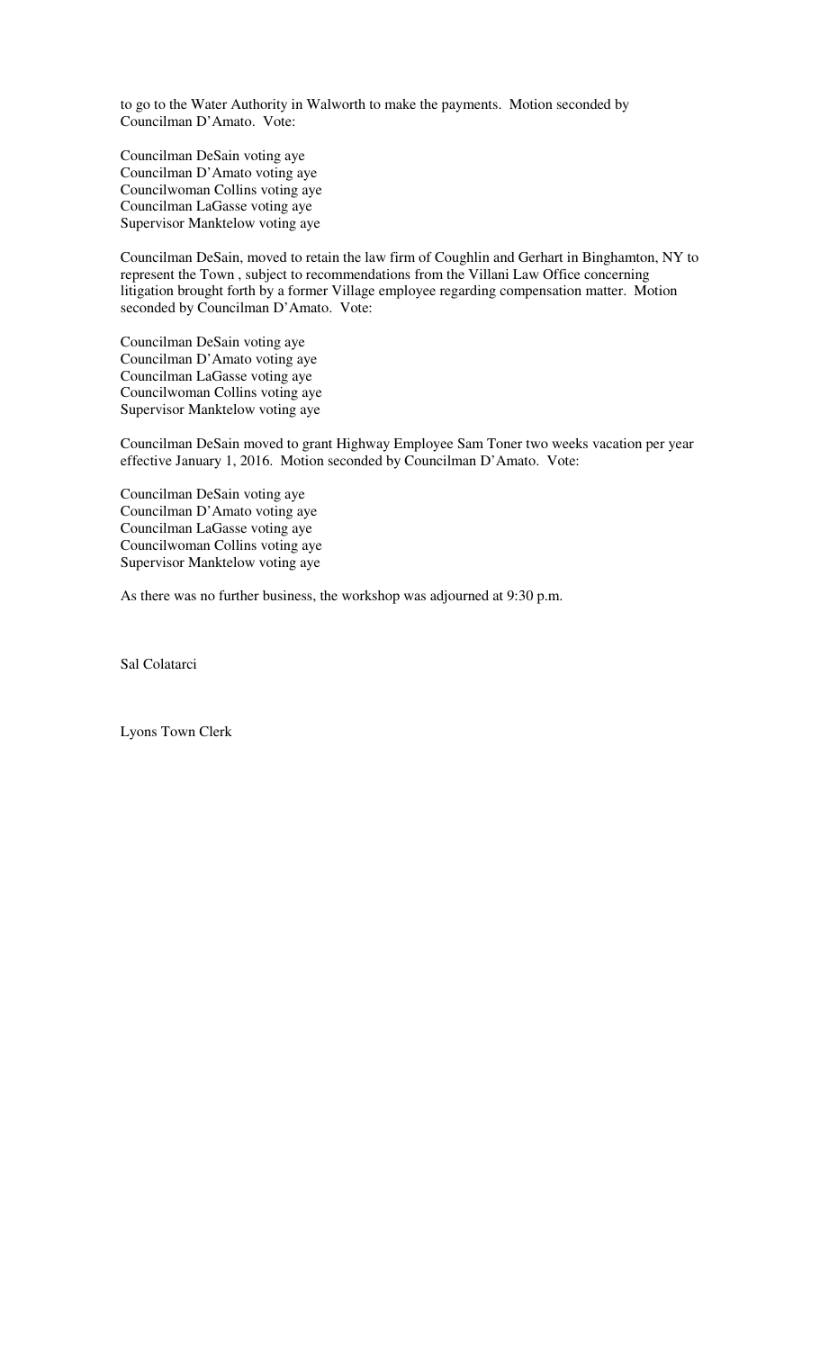to go to the Water Authority in Walworth to make the payments. Motion seconded by Councilman D'Amato. Vote:

Councilman DeSain voting aye
Councilman D'Amato voting aye
Councilwoman Collins voting aye
Councilman LaGasse voting aye
Supervisor Manktelow voting aye

Councilman DeSain, moved to retain the law firm of Coughlin and Gerhart in Binghamton, NY to represent the Town , subject to recommendations from the Villani Law Office concerning litigation brought forth by a former Village employee regarding compensation matter. Motion seconded by Councilman D'Amato. Vote:

Councilman DeSain voting aye
Councilman D'Amato voting aye
Councilman LaGasse voting aye
Councilwoman Collins voting aye
Supervisor Manktelow voting aye

Councilman DeSain moved to grant Highway Employee Sam Toner two weeks vacation per year effective January 1, 2016. Motion seconded by Councilman D'Amato. Vote:

Councilman DeSain voting aye
Councilman D'Amato voting aye
Councilman LaGasse voting aye
Councilwoman Collins voting aye
Supervisor Manktelow voting aye

As there was no further business, the workshop was adjourned at 9:30 p.m.

Sal Colatarci

Lyons Town Clerk